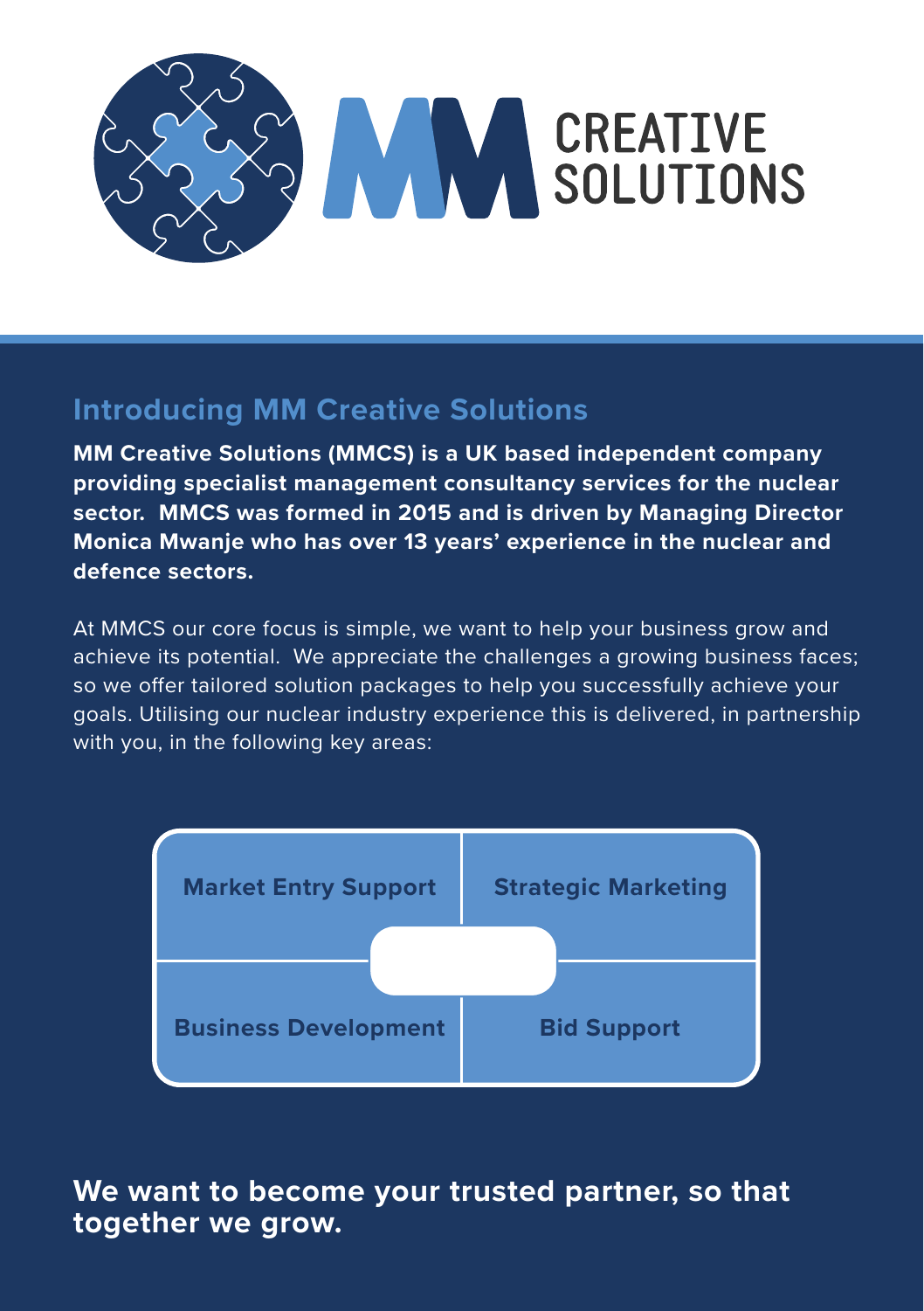# MM CREATIVE SOLUTIONS

## Introducing MM Creative Solutions

**MM Creative Solutions (MMCS) is a UK based independent company providing specialist management consultancy services for the nuclear sector. MMCS was formed in 2015 and is driven by Managing Director Monica Mwanje who has over 13 years' experience in the nuclear and defence sectors.**

At MMCS our core focus is simple, we want to help your business grow and achieve its potential. We appreciate the challenges a growing business faces; so we offer tailored solution packages to help you successfully achieve your goals. Utilising our nuclear industry experience this is delivered, in partnership with you, in the following key areas:

| | |
|---|---|
| **Market Entry Support** | **Strategic Marketing** |
| **Business Development** | **Bid Support** |

**We want to become your trusted partner, so that together we grow.**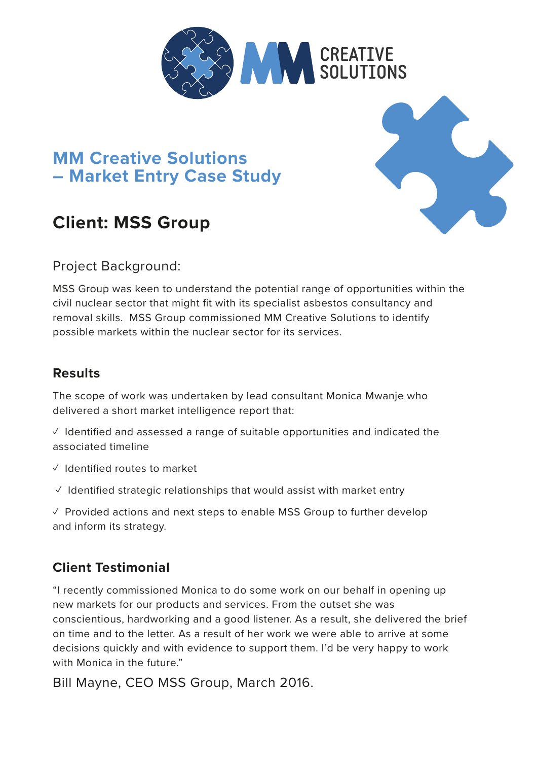CREATIVE SOLUTIONS

# MM Creative Solutions – Market Entry Case Study

## Client: MSS Group

Project Background:

MSS Group was keen to understand the potential range of opportunities within the civil nuclear sector that might fit with its specialist asbestos consultancy and removal skills. MSS Group commissioned MM Creative Solutions to identify possible markets within the nuclear sector for its services.

### Results

The scope of work was undertaken by lead consultant Monica Mwanje who delivered a short market intelligence report that:

- ✓ Identified and assessed a range of suitable opportunities and indicated the associated timeline
- ✓ Identified routes to market
- ✓ Identified strategic relationships that would assist with market entry
- ✓ Provided actions and next steps to enable MSS Group to further develop and inform its strategy.

### Client Testimonial

"I recently commissioned Monica to do some work on our behalf in opening up new markets for our products and services. From the outset she was conscientious, hardworking and a good listener. As a result, she delivered the brief on time and to the letter. As a result of her work we were able to arrive at some decisions quickly and with evidence to support them. I'd be very happy to work with Monica in the future."

Bill Mayne, CEO MSS Group, March 2016.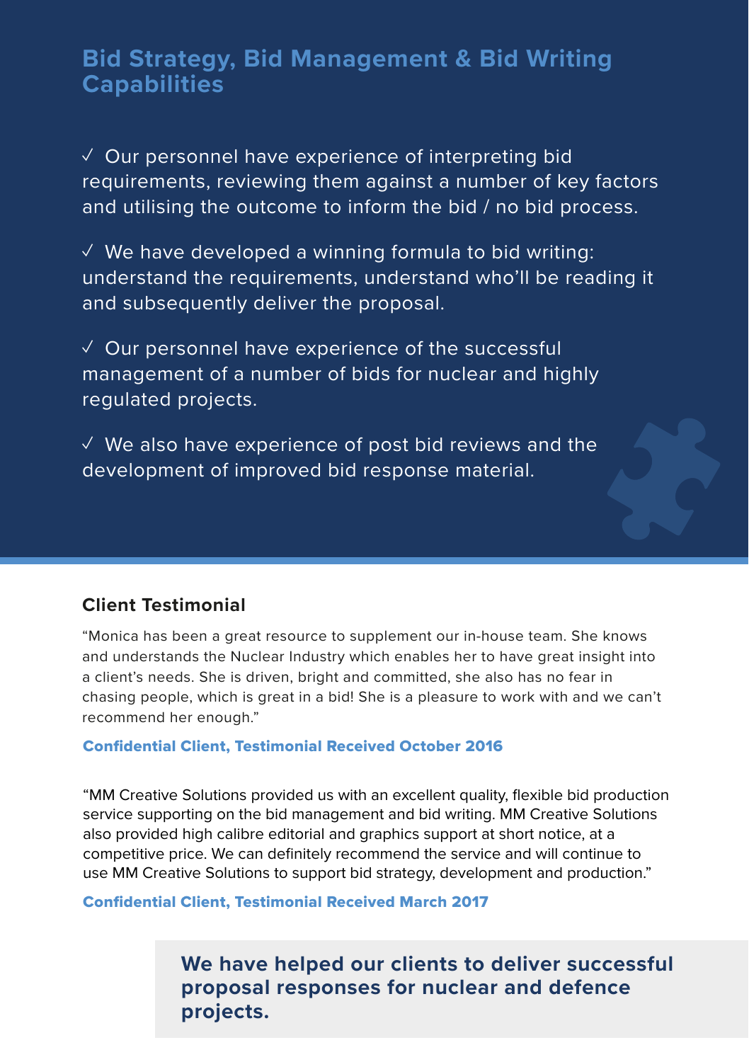## Bid Strategy, Bid Management & Bid Writing Capabilities

✓ Our personnel have experience of interpreting bid requirements, reviewing them against a number of key factors and utilising the outcome to inform the bid / no bid process.

✓ We have developed a winning formula to bid writing: understand the requirements, understand who'll be reading it and subsequently deliver the proposal.

✓ Our personnel have experience of the successful management of a number of bids for nuclear and highly regulated projects.

✓ We also have experience of post bid reviews and the development of improved bid response material.

### Client Testimonial

"Monica has been a great resource to supplement our in-house team. She knows and understands the Nuclear Industry which enables her to have great insight into a client's needs. She is driven, bright and committed, she also has no fear in chasing people, which is great in a bid! She is a pleasure to work with and we can't recommend her enough."

**Confidential Client, Testimonial Received October 2016**

"MM Creative Solutions provided us with an excellent quality, flexible bid production service supporting on the bid management and bid writing. MM Creative Solutions also provided high calibre editorial and graphics support at short notice, at a competitive price. We can definitely recommend the service and will continue to use MM Creative Solutions to support bid strategy, development and production."

**Confidential Client, Testimonial Received March 2017**

**We have helped our clients to deliver successful proposal responses for nuclear and defence projects.**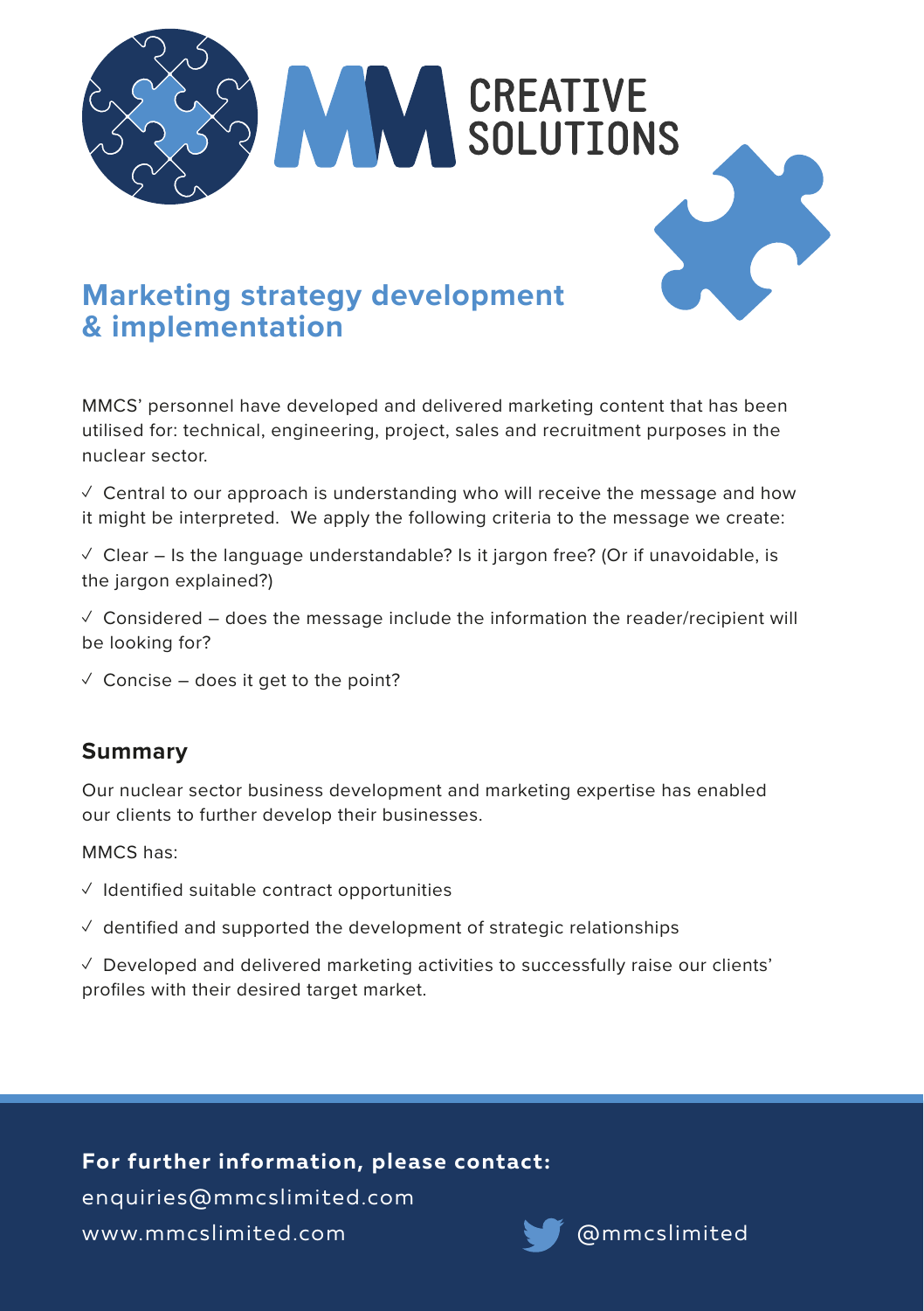MM CREATIVE SOLUTIONS

## Marketing strategy development & implementation

MMCS' personnel have developed and delivered marketing content that has been utilised for: technical, engineering, project, sales and recruitment purposes in the nuclear sector.

✓ Central to our approach is understanding who will receive the message and how it might be interpreted. We apply the following criteria to the message we create:

✓ Clear – Is the language understandable? Is it jargon free? (Or if unavoidable, is the jargon explained?)

✓ Considered – does the message include the information the reader/recipient will be looking for?

✓ Concise – does it get to the point?

### Summary

Our nuclear sector business development and marketing expertise has enabled our clients to further develop their businesses.

MMCS has:

✓ Identified suitable contract opportunities

✓ dentified and supported the development of strategic relationships

✓ Developed and delivered marketing activities to successfully raise our clients' profiles with their desired target market.

**For further information, please contact:**

enquiries@mmcslimited.com

www.mmcslimited.com

@mmcslimited